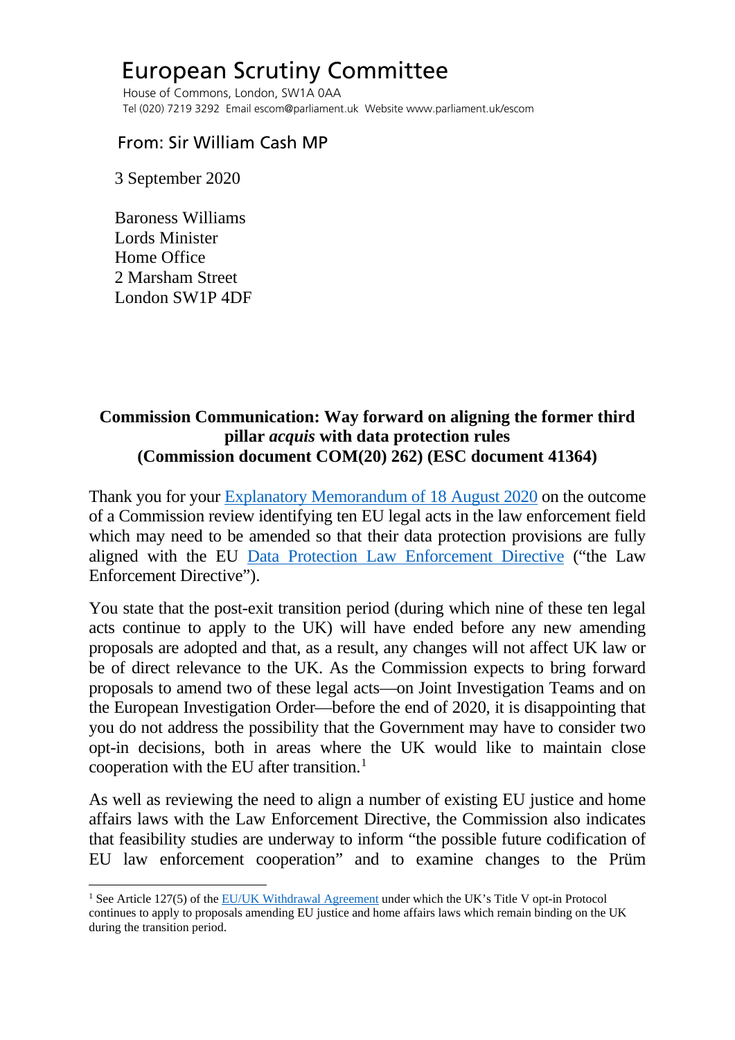# European Scrutiny Committee

House of Commons, London, SW1A 0AA
Tel (020) 7219 3292 Email escom@parliament.uk Website www.parliament.uk/escom

From: Sir William Cash MP

3 September 2020

Baroness Williams
Lords Minister
Home Office
2 Marsham Street
London SW1P 4DF

**Commission Communication: Way forward on aligning the former third pillar *acquis* with data protection rules (Commission document COM(20) 262) (ESC document 41364)**

Thank you for your Explanatory Memorandum of 18 August 2020 on the outcome of a Commission review identifying ten EU legal acts in the law enforcement field which may need to be amended so that their data protection provisions are fully aligned with the EU Data Protection Law Enforcement Directive ("the Law Enforcement Directive").

You state that the post-exit transition period (during which nine of these ten legal acts continue to apply to the UK) will have ended before any new amending proposals are adopted and that, as a result, any changes will not affect UK law or be of direct relevance to the UK. As the Commission expects to bring forward proposals to amend two of these legal acts—on Joint Investigation Teams and on the European Investigation Order—before the end of 2020, it is disappointing that you do not address the possibility that the Government may have to consider two opt-in decisions, both in areas where the UK would like to maintain close cooperation with the EU after transition.[1]

As well as reviewing the need to align a number of existing EU justice and home affairs laws with the Law Enforcement Directive, the Commission also indicates that feasibility studies are underway to inform "the possible future codification of EU law enforcement cooperation" and to examine changes to the Prüm

[1] See Article 127(5) of the EU/UK Withdrawal Agreement under which the UK's Title V opt-in Protocol continues to apply to proposals amending EU justice and home affairs laws which remain binding on the UK during the transition period.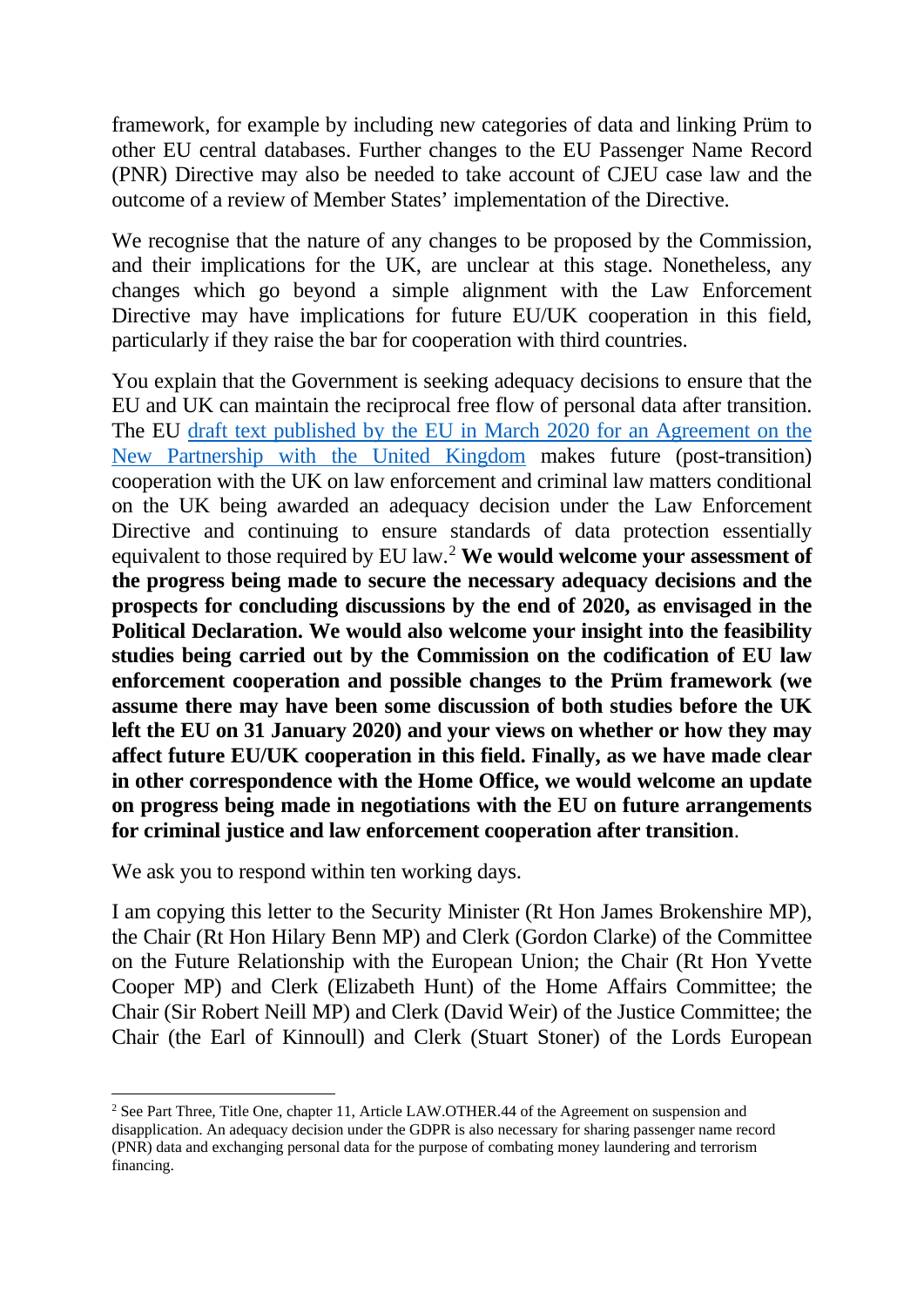framework, for example by including new categories of data and linking Prüm to other EU central databases. Further changes to the EU Passenger Name Record (PNR) Directive may also be needed to take account of CJEU case law and the outcome of a review of Member States' implementation of the Directive.

We recognise that the nature of any changes to be proposed by the Commission, and their implications for the UK, are unclear at this stage. Nonetheless, any changes which go beyond a simple alignment with the Law Enforcement Directive may have implications for future EU/UK cooperation in this field, particularly if they raise the bar for cooperation with third countries.

You explain that the Government is seeking adequacy decisions to ensure that the EU and UK can maintain the reciprocal free flow of personal data after transition. The EU draft text published by the EU in March 2020 for an Agreement on the New Partnership with the United Kingdom makes future (post-transition) cooperation with the UK on law enforcement and criminal law matters conditional on the UK being awarded an adequacy decision under the Law Enforcement Directive and continuing to ensure standards of data protection essentially equivalent to those required by EU law.[2] **We would welcome your assessment of the progress being made to secure the necessary adequacy decisions and the prospects for concluding discussions by the end of 2020, as envisaged in the Political Declaration. We would also welcome your insight into the feasibility studies being carried out by the Commission on the codification of EU law enforcement cooperation and possible changes to the Prüm framework (we assume there may have been some discussion of both studies before the UK left the EU on 31 January 2020) and your views on whether or how they may affect future EU/UK cooperation in this field. Finally, as we have made clear in other correspondence with the Home Office, we would welcome an update on progress being made in negotiations with the EU on future arrangements for criminal justice and law enforcement cooperation after transition**.

We ask you to respond within ten working days.

I am copying this letter to the Security Minister (Rt Hon James Brokenshire MP), the Chair (Rt Hon Hilary Benn MP) and Clerk (Gordon Clarke) of the Committee on the Future Relationship with the European Union; the Chair (Rt Hon Yvette Cooper MP) and Clerk (Elizabeth Hunt) of the Home Affairs Committee; the Chair (Sir Robert Neill MP) and Clerk (David Weir) of the Justice Committee; the Chair (the Earl of Kinnoull) and Clerk (Stuart Stoner) of the Lords European

---

[2] See Part Three, Title One, chapter 11, Article LAW.OTHER.44 of the Agreement on suspension and disapplication. An adequacy decision under the GDPR is also necessary for sharing passenger name record (PNR) data and exchanging personal data for the purpose of combating money laundering and terrorism financing.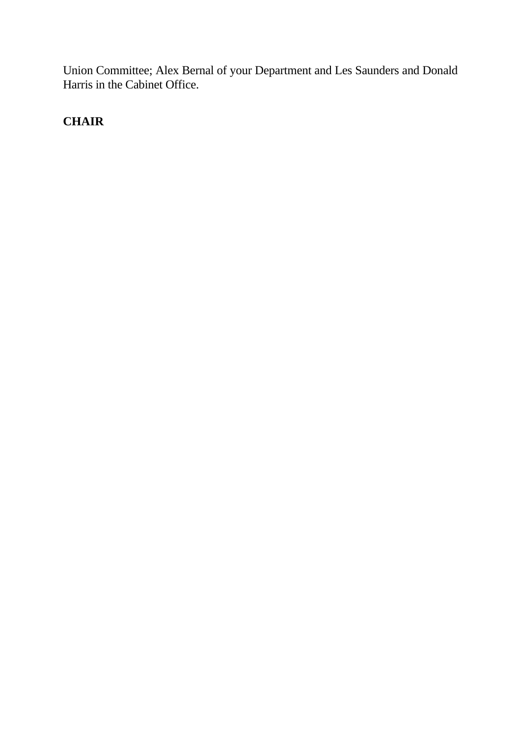Union Committee; Alex Bernal of your Department and Les Saunders and Donald Harris in the Cabinet Office.

**CHAIR**